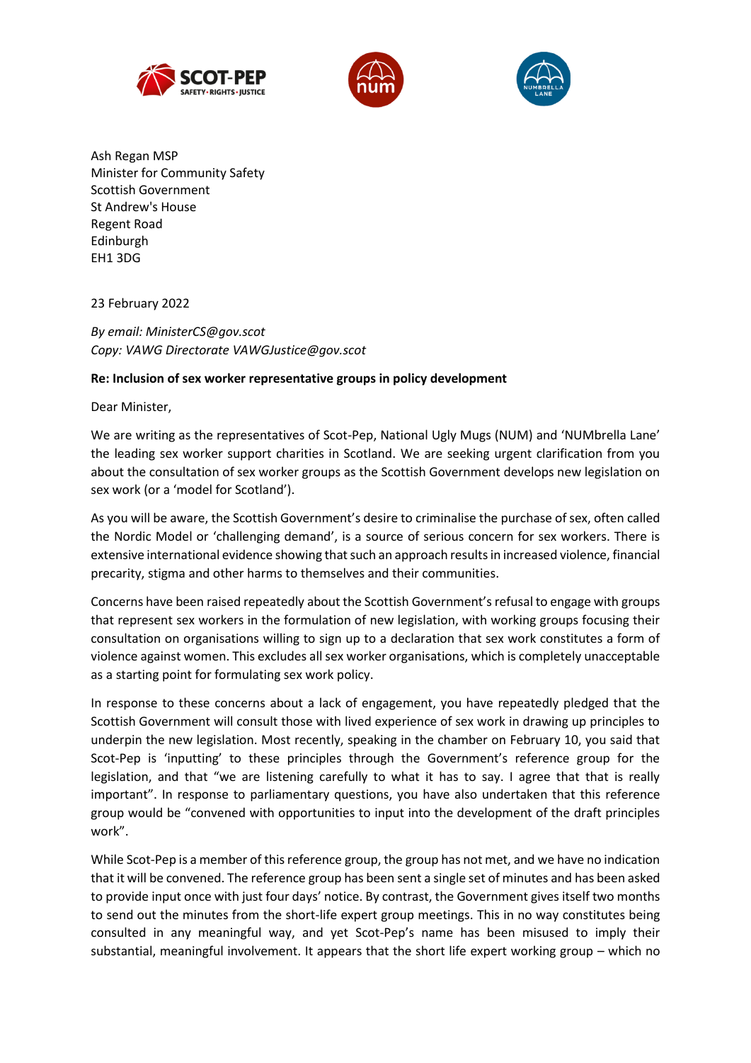Ash Regan MSP
Minister for Community Safety
Scottish Government
St Andrew's House
Regent Road
Edinburgh
EH1 3DG

23 February 2022

*By email: MinisterCS@gov.scot*
*Copy: VAWG Directorate VAWGJustice@gov.scot*

**Re: Inclusion of sex worker representative groups in policy development**

Dear Minister,

We are writing as the representatives of Scot-Pep, National Ugly Mugs (NUM) and 'NUMbrella Lane' the leading sex worker support charities in Scotland. We are seeking urgent clarification from you about the consultation of sex worker groups as the Scottish Government develops new legislation on sex work (or a 'model for Scotland').

As you will be aware, the Scottish Government's desire to criminalise the purchase of sex, often called the Nordic Model or 'challenging demand', is a source of serious concern for sex workers. There is extensive international evidence showing that such an approach results in increased violence, financial precarity, stigma and other harms to themselves and their communities.

Concerns have been raised repeatedly about the Scottish Government's refusal to engage with groups that represent sex workers in the formulation of new legislation, with working groups focusing their consultation on organisations willing to sign up to a declaration that sex work constitutes a form of violence against women. This excludes all sex worker organisations, which is completely unacceptable as a starting point for formulating sex work policy.

In response to these concerns about a lack of engagement, you have repeatedly pledged that the Scottish Government will consult those with lived experience of sex work in drawing up principles to underpin the new legislation. Most recently, speaking in the chamber on February 10, you said that Scot-Pep is 'inputting' to these principles through the Government's reference group for the legislation, and that "we are listening carefully to what it has to say. I agree that that is really important". In response to parliamentary questions, you have also undertaken that this reference group would be "convened with opportunities to input into the development of the draft principles work".

While Scot-Pep is a member of this reference group, the group has not met, and we have no indication that it will be convened. The reference group has been sent a single set of minutes and has been asked to provide input once with just four days' notice. By contrast, the Government gives itself two months to send out the minutes from the short-life expert group meetings. This in no way constitutes being consulted in any meaningful way, and yet Scot-Pep's name has been misused to imply their substantial, meaningful involvement. It appears that the short life expert working group – which no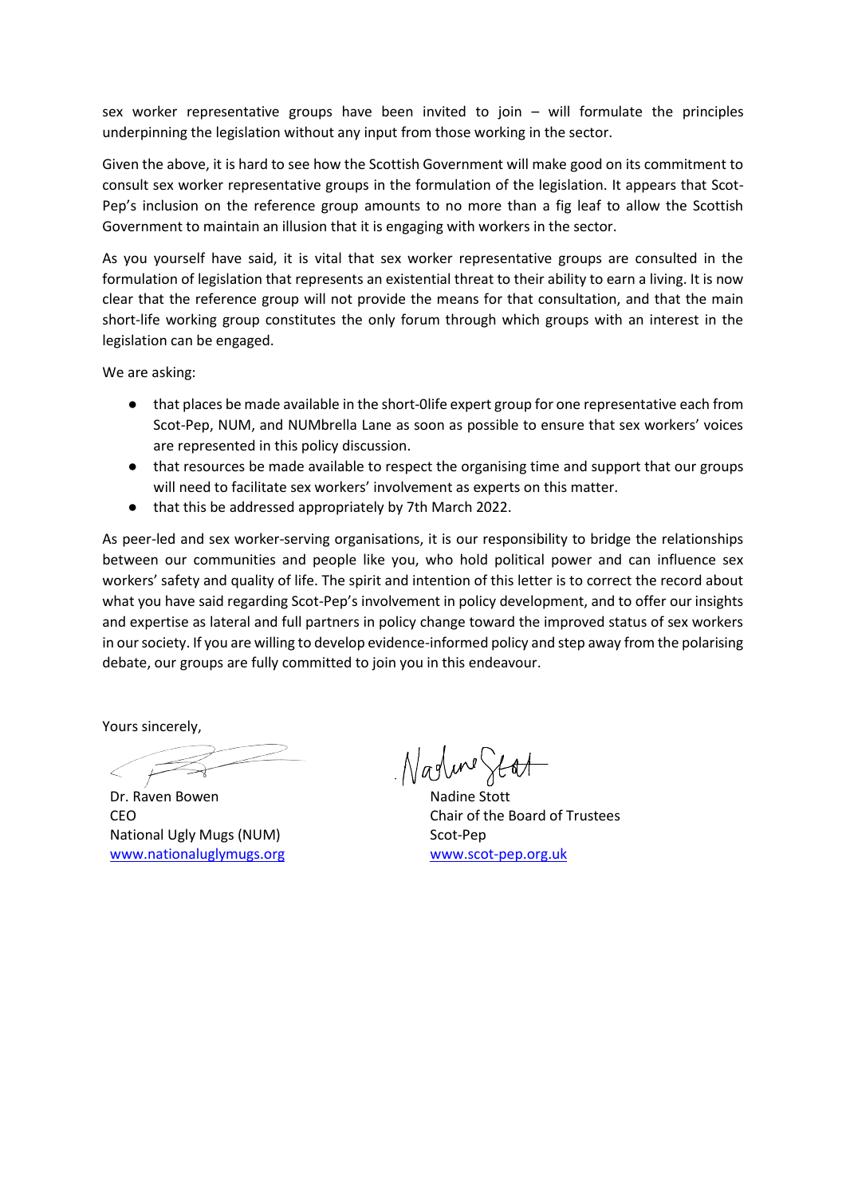sex worker representative groups have been invited to join – will formulate the principles underpinning the legislation without any input from those working in the sector.

Given the above, it is hard to see how the Scottish Government will make good on its commitment to consult sex worker representative groups in the formulation of the legislation. It appears that Scot-Pep's inclusion on the reference group amounts to no more than a fig leaf to allow the Scottish Government to maintain an illusion that it is engaging with workers in the sector.

As you yourself have said, it is vital that sex worker representative groups are consulted in the formulation of legislation that represents an existential threat to their ability to earn a living. It is now clear that the reference group will not provide the means for that consultation, and that the main short-life working group constitutes the only forum through which groups with an interest in the legislation can be engaged.

We are asking:

- that places be made available in the short-0life expert group for one representative each from Scot-Pep, NUM, and NUMbrella Lane as soon as possible to ensure that sex workers' voices are represented in this policy discussion.
- that resources be made available to respect the organising time and support that our groups will need to facilitate sex workers' involvement as experts on this matter.
- that this be addressed appropriately by 7th March 2022.

As peer-led and sex worker-serving organisations, it is our responsibility to bridge the relationships between our communities and people like you, who hold political power and can influence sex workers' safety and quality of life. The spirit and intention of this letter is to correct the record about what you have said regarding Scot-Pep's involvement in policy development, and to offer our insights and expertise as lateral and full partners in policy change toward the improved status of sex workers in our society. If you are willing to develop evidence-informed policy and step away from the polarising debate, our groups are fully committed to join you in this endeavour.

Yours sincerely,

Dr. Raven Bowen
CEO
National Ugly Mugs (NUM)
www.nationaluglymugs.org

Nadine Stott
Chair of the Board of Trustees
Scot-Pep
www.scot-pep.org.uk